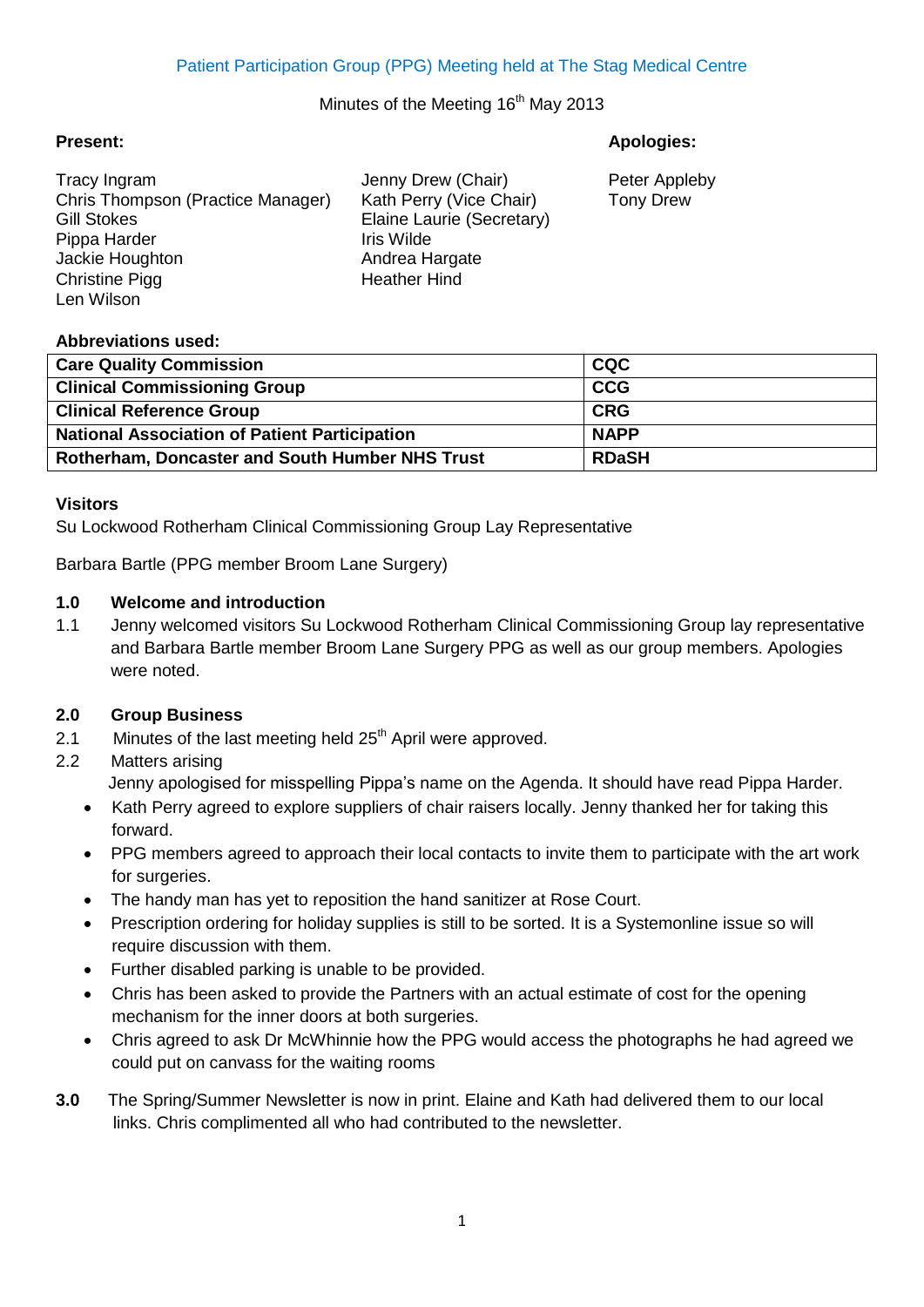Patient Participation Group (PPG) Meeting held at The Stag Medical Centre

Minutes of the Meeting 16th May 2013

**Present:**

Tracy Ingram
Chris Thompson (Practice Manager)
Gill Stokes
Pippa Harder
Jackie Houghton
Christine Pigg
Len Wilson

Jenny Drew (Chair)
Kath Perry (Vice Chair)
Elaine Laurie (Secretary)
Iris Wilde
Andrea Hargate
Heather Hind

**Apologies:**

Peter Appleby
Tony Drew

**Abbreviations used:**

| **Care Quality Commission** | **CQC** |
|---|---|
| **Clinical Commissioning Group** | **CCG** |
| **Clinical Reference Group** | **CRG** |
| **National Association of Patient Participation** | **NAPP** |
| **Rotherham, Doncaster and South Humber NHS Trust** | **RDaSH** |

**Visitors**

Su Lockwood Rotherham Clinical Commissioning Group Lay Representative

Barbara Bartle (PPG member Broom Lane Surgery)

**1.0 Welcome and introduction**

1.1 Jenny welcomed visitors Su Lockwood Rotherham Clinical Commissioning Group lay representative and Barbara Bartle member Broom Lane Surgery PPG as well as our group members. Apologies were noted.

**2.0 Group Business**

2.1 Minutes of the last meeting held 25th April were approved.

2.2 Matters arising

Jenny apologised for misspelling Pippa's name on the Agenda. It should have read Pippa Harder.

- Kath Perry agreed to explore suppliers of chair raisers locally. Jenny thanked her for taking this forward.
- PPG members agreed to approach their local contacts to invite them to participate with the art work for surgeries.
- The handy man has yet to reposition the hand sanitizer at Rose Court.
- Prescription ordering for holiday supplies is still to be sorted. It is a Systemonline issue so will require discussion with them.
- Further disabled parking is unable to be provided.
- Chris has been asked to provide the Partners with an actual estimate of cost for the opening mechanism for the inner doors at both surgeries.
- Chris agreed to ask Dr McWhinnie how the PPG would access the photographs he had agreed we could put on canvass for the waiting rooms

**3.0** The Spring/Summer Newsletter is now in print. Elaine and Kath had delivered them to our local links. Chris complimented all who had contributed to the newsletter.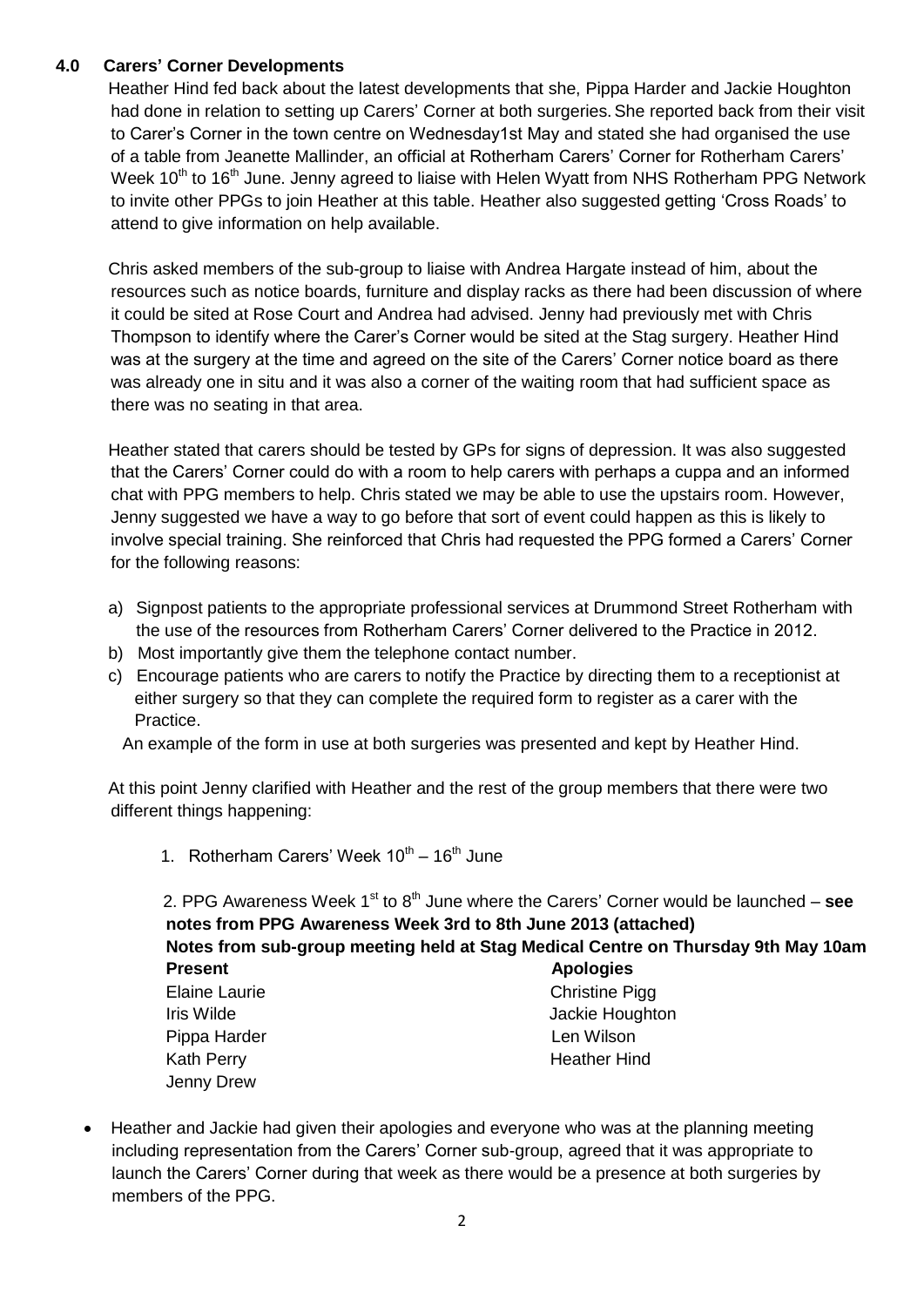## 4.0 Carers' Corner Developments

Heather Hind fed back about the latest developments that she, Pippa Harder and Jackie Houghton had done in relation to setting up Carers' Corner at both surgeries. She reported back from their visit to Carer's Corner in the town centre on Wednesday1st May and stated she had organised the use of a table from Jeanette Mallinder, an official at Rotherham Carers' Corner for Rotherham Carers' Week 10th to 16th June. Jenny agreed to liaise with Helen Wyatt from NHS Rotherham PPG Network to invite other PPGs to join Heather at this table. Heather also suggested getting 'Cross Roads' to attend to give information on help available.

Chris asked members of the sub-group to liaise with Andrea Hargate instead of him, about the resources such as notice boards, furniture and display racks as there had been discussion of where it could be sited at Rose Court and Andrea had advised. Jenny had previously met with Chris Thompson to identify where the Carer's Corner would be sited at the Stag surgery. Heather Hind was at the surgery at the time and agreed on the site of the Carers' Corner notice board as there was already one in situ and it was also a corner of the waiting room that had sufficient space as there was no seating in that area.

Heather stated that carers should be tested by GPs for signs of depression. It was also suggested that the Carers' Corner could do with a room to help carers with perhaps a cuppa and an informed chat with PPG members to help. Chris stated we may be able to use the upstairs room. However, Jenny suggested we have a way to go before that sort of event could happen as this is likely to involve special training. She reinforced that Chris had requested the PPG formed a Carers' Corner for the following reasons:

a) Signpost patients to the appropriate professional services at Drummond Street Rotherham with the use of the resources from Rotherham Carers' Corner delivered to the Practice in 2012.
b) Most importantly give them the telephone contact number.
c) Encourage patients who are carers to notify the Practice by directing them to a receptionist at either surgery so that they can complete the required form to register as a carer with the Practice.

An example of the form in use at both surgeries was presented and kept by Heather Hind.

At this point Jenny clarified with Heather and the rest of the group members that there were two different things happening:

1. Rotherham Carers' Week 10th – 16th June
2. PPG Awareness Week 1st to 8th June where the Carers' Corner would be launched – **see notes from PPG Awareness Week 3rd to 8th June 2013 (attached)**

**Notes from sub-group meeting held at Stag Medical Centre on Thursday 9th May 10am**

| Present | Apologies |
|---|---|
| Elaine Laurie | Christine Pigg |
| Iris Wilde | Jackie Houghton |
| Pippa Harder | Len Wilson |
| Kath Perry | Heather Hind |
| Jenny Drew | |

- Heather and Jackie had given their apologies and everyone who was at the planning meeting including representation from the Carers' Corner sub-group, agreed that it was appropriate to launch the Carers' Corner during that week as there would be a presence at both surgeries by members of the PPG.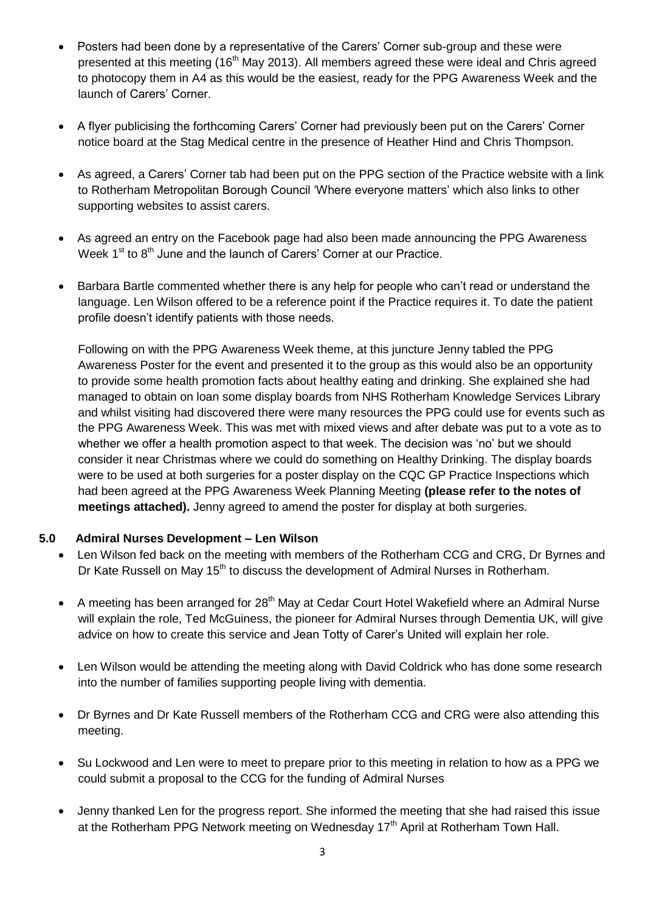- Posters had been done by a representative of the Carers' Corner sub-group and these were presented at this meeting (16th May 2013). All members agreed these were ideal and Chris agreed to photocopy them in A4 as this would be the easiest, ready for the PPG Awareness Week and the launch of Carers' Corner.

- A flyer publicising the forthcoming Carers' Corner had previously been put on the Carers' Corner notice board at the Stag Medical centre in the presence of Heather Hind and Chris Thompson.

- As agreed, a Carers' Corner tab had been put on the PPG section of the Practice website with a link to Rotherham Metropolitan Borough Council 'Where everyone matters' which also links to other supporting websites to assist carers.

- As agreed an entry on the Facebook page had also been made announcing the PPG Awareness Week 1st to 8th June and the launch of Carers' Corner at our Practice.

- Barbara Bartle commented whether there is any help for people who can't read or understand the language. Len Wilson offered to be a reference point if the Practice requires it. To date the patient profile doesn't identify patients with those needs.

  Following on with the PPG Awareness Week theme, at this juncture Jenny tabled the PPG Awareness Poster for the event and presented it to the group as this would also be an opportunity to provide some health promotion facts about healthy eating and drinking. She explained she had managed to obtain on loan some display boards from NHS Rotherham Knowledge Services Library and whilst visiting had discovered there were many resources the PPG could use for events such as the PPG Awareness Week. This was met with mixed views and after debate was put to a vote as to whether we offer a health promotion aspect to that week. The decision was 'no' but we should consider it near Christmas where we could do something on Healthy Drinking. The display boards were to be used at both surgeries for a poster display on the CQC GP Practice Inspections which had been agreed at the PPG Awareness Week Planning Meeting **(please refer to the notes of meetings attached).** Jenny agreed to amend the poster for display at both surgeries.

## 5.0 Admiral Nurses Development – Len Wilson

- Len Wilson fed back on the meeting with members of the Rotherham CCG and CRG, Dr Byrnes and Dr Kate Russell on May 15th to discuss the development of Admiral Nurses in Rotherham.

- A meeting has been arranged for 28th May at Cedar Court Hotel Wakefield where an Admiral Nurse will explain the role, Ted McGuiness, the pioneer for Admiral Nurses through Dementia UK, will give advice on how to create this service and Jean Totty of Carer's United will explain her role.

- Len Wilson would be attending the meeting along with David Coldrick who has done some research into the number of families supporting people living with dementia.

- Dr Byrnes and Dr Kate Russell members of the Rotherham CCG and CRG were also attending this meeting.

- Su Lockwood and Len were to meet to prepare prior to this meeting in relation to how as a PPG we could submit a proposal to the CCG for the funding of Admiral Nurses

- Jenny thanked Len for the progress report. She informed the meeting that she had raised this issue at the Rotherham PPG Network meeting on Wednesday 17th April at Rotherham Town Hall.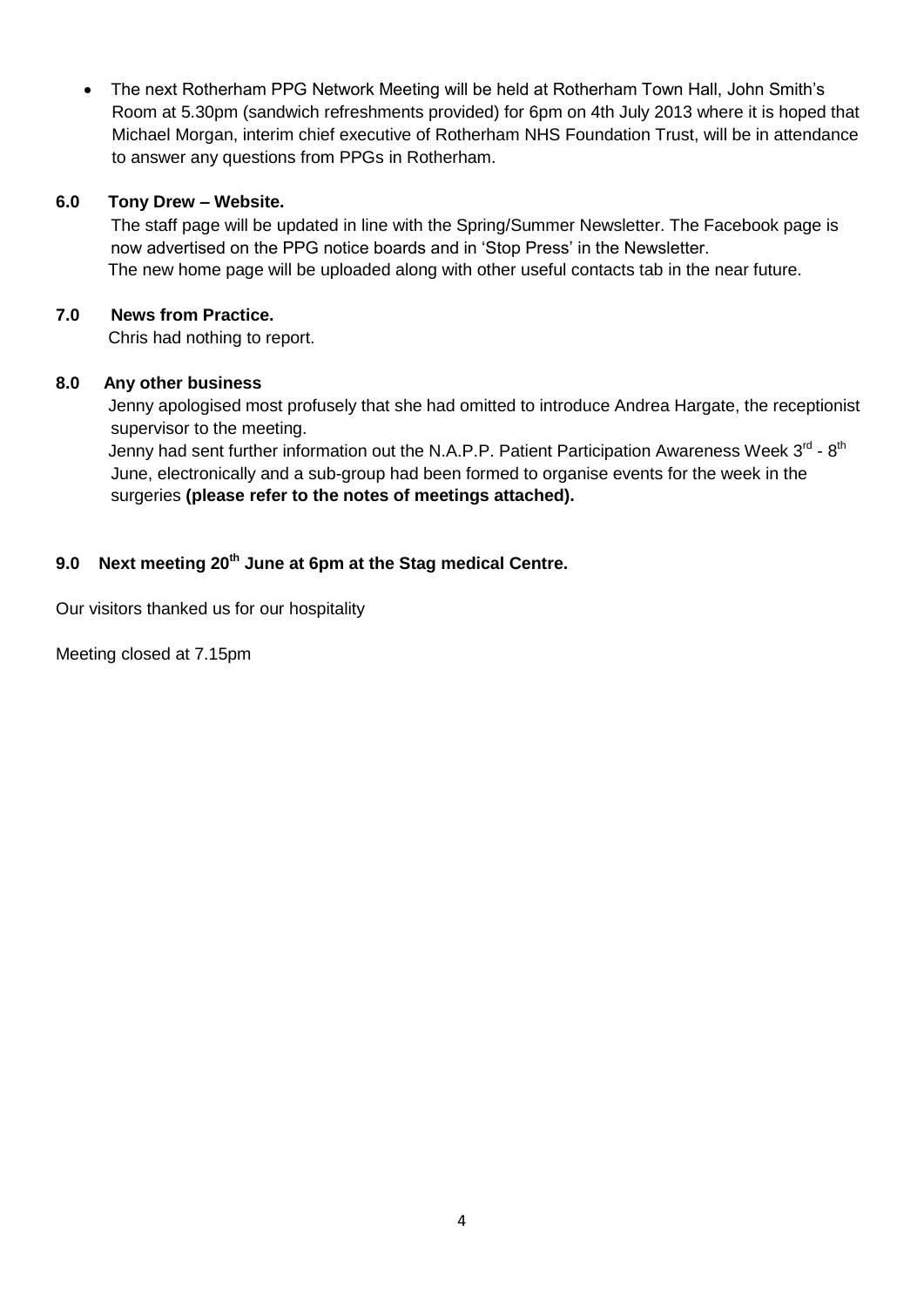- The next Rotherham PPG Network Meeting will be held at Rotherham Town Hall, John Smith's Room at 5.30pm (sandwich refreshments provided) for 6pm on 4th July 2013 where it is hoped that Michael Morgan, interim chief executive of Rotherham NHS Foundation Trust, will be in attendance to answer any questions from PPGs in Rotherham.

**6.0 Tony Drew – Website.**

The staff page will be updated in line with the Spring/Summer Newsletter. The Facebook page is now advertised on the PPG notice boards and in 'Stop Press' in the Newsletter.
The new home page will be uploaded along with other useful contacts tab in the near future.

**7.0 News from Practice.**

Chris had nothing to report.

**8.0 Any other business**

Jenny apologised most profusely that she had omitted to introduce Andrea Hargate, the receptionist supervisor to the meeting.

Jenny had sent further information out the N.A.P.P. Patient Participation Awareness Week 3rd - 8th June, electronically and a sub-group had been formed to organise events for the week in the surgeries **(please refer to the notes of meetings attached).**

**9.0 Next meeting 20th June at 6pm at the Stag medical Centre.**

Our visitors thanked us for our hospitality

Meeting closed at 7.15pm